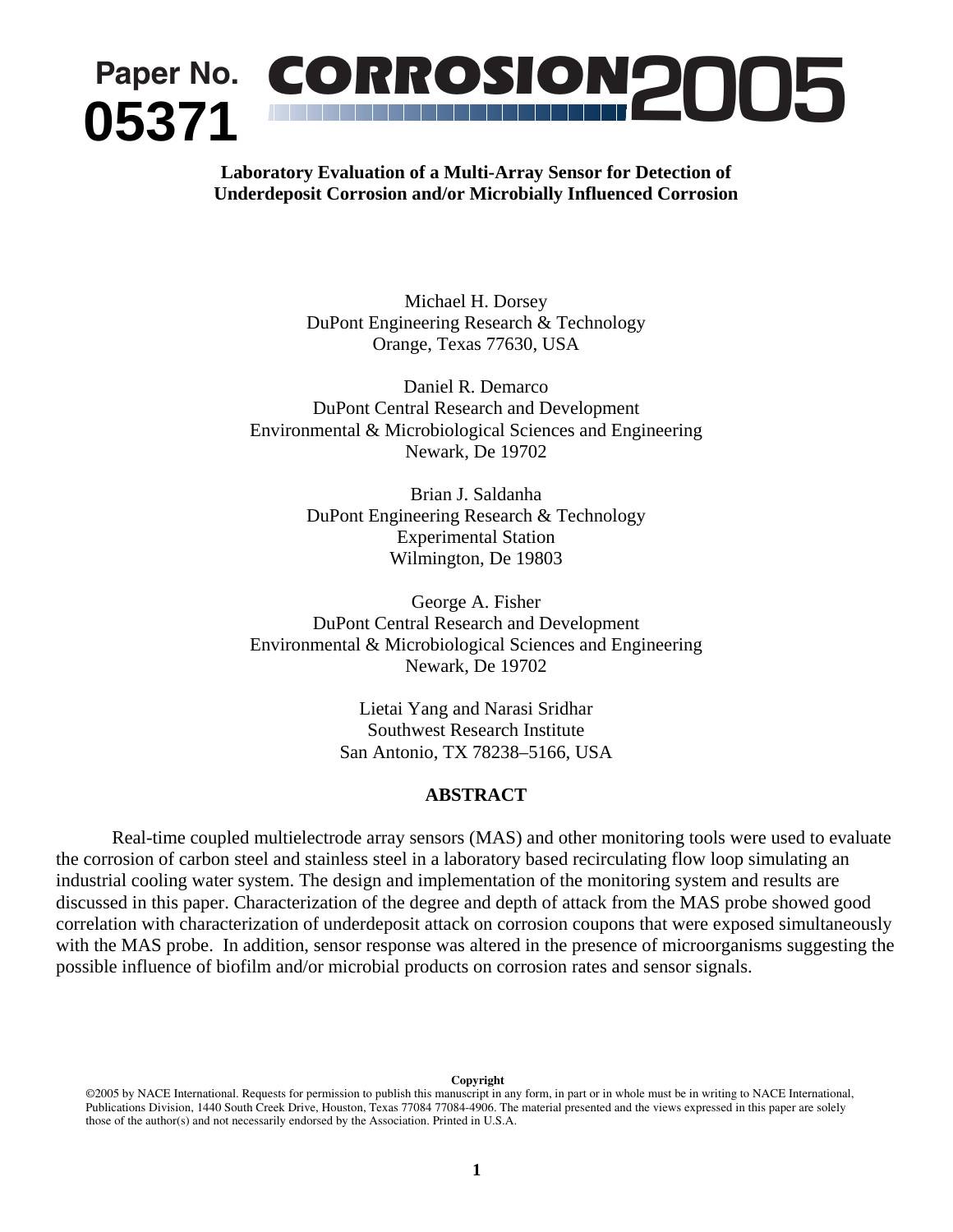Paper No. **05371**

# CORROSION2005

**Laboratory Evaluation of a Multi-Array Sensor for Detection of Underdeposit Corrosion and/or Microbially Influenced Corrosion**

Michael H. Dorsey
DuPont Engineering Research & Technology
Orange, Texas 77630, USA

Daniel R. Demarco
DuPont Central Research and Development
Environmental & Microbiological Sciences and Engineering
Newark, De 19702

Brian J. Saldanha
DuPont Engineering Research & Technology
Experimental Station
Wilmington, De 19803

George A. Fisher
DuPont Central Research and Development
Environmental & Microbiological Sciences and Engineering
Newark, De 19702

Lietai Yang and Narasi Sridhar
Southwest Research Institute
San Antonio, TX 78238–5166, USA

## ABSTRACT

Real-time coupled multielectrode array sensors (MAS) and other monitoring tools were used to evaluate the corrosion of carbon steel and stainless steel in a laboratory based recirculating flow loop simulating an industrial cooling water system. The design and implementation of the monitoring system and results are discussed in this paper. Characterization of the degree and depth of attack from the MAS probe showed good correlation with characterization of underdeposit attack on corrosion coupons that were exposed simultaneously with the MAS probe. In addition, sensor response was altered in the presence of microorganisms suggesting the possible influence of biofilm and/or microbial products on corrosion rates and sensor signals.

**Copyright**
©2005 by NACE International. Requests for permission to publish this manuscript in any form, in part or in whole must be in writing to NACE International, Publications Division, 1440 South Creek Drive, Houston, Texas 77084 77084-4906. The material presented and the views expressed in this paper are solely those of the author(s) and not necessarily endorsed by the Association. Printed in U.S.A.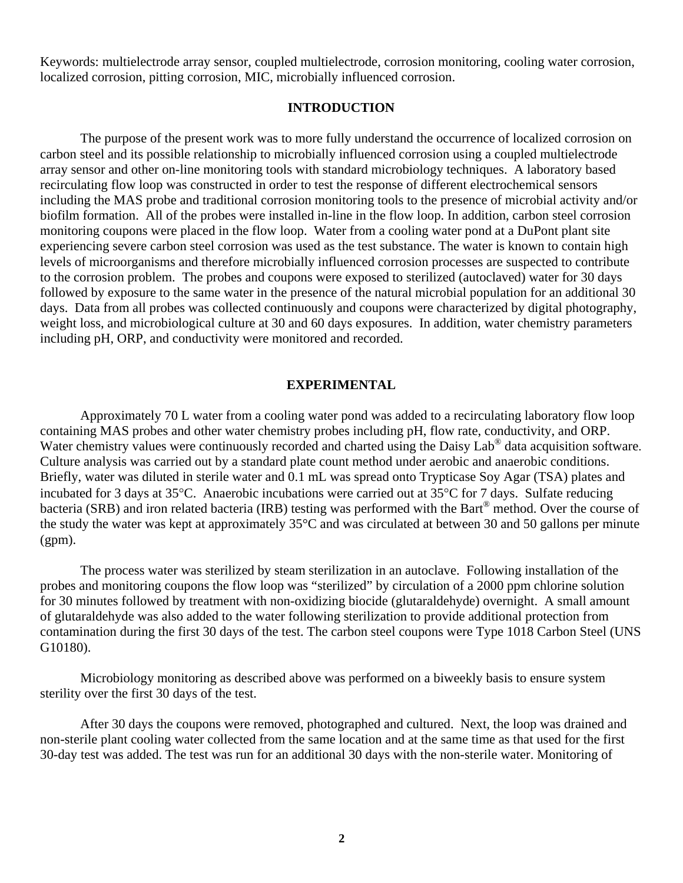Keywords: multielectrode array sensor, coupled multielectrode, corrosion monitoring, cooling water corrosion, localized corrosion, pitting corrosion, MIC, microbially influenced corrosion.

## INTRODUCTION

The purpose of the present work was to more fully understand the occurrence of localized corrosion on carbon steel and its possible relationship to microbially influenced corrosion using a coupled multielectrode array sensor and other on-line monitoring tools with standard microbiology techniques. A laboratory based recirculating flow loop was constructed in order to test the response of different electrochemical sensors including the MAS probe and traditional corrosion monitoring tools to the presence of microbial activity and/or biofilm formation. All of the probes were installed in-line in the flow loop. In addition, carbon steel corrosion monitoring coupons were placed in the flow loop. Water from a cooling water pond at a DuPont plant site experiencing severe carbon steel corrosion was used as the test substance. The water is known to contain high levels of microorganisms and therefore microbially influenced corrosion processes are suspected to contribute to the corrosion problem. The probes and coupons were exposed to sterilized (autoclaved) water for 30 days followed by exposure to the same water in the presence of the natural microbial population for an additional 30 days. Data from all probes was collected continuously and coupons were characterized by digital photography, weight loss, and microbiological culture at 30 and 60 days exposures. In addition, water chemistry parameters including pH, ORP, and conductivity were monitored and recorded.

## EXPERIMENTAL

Approximately 70 L water from a cooling water pond was added to a recirculating laboratory flow loop containing MAS probes and other water chemistry probes including pH, flow rate, conductivity, and ORP. Water chemistry values were continuously recorded and charted using the Daisy Lab® data acquisition software. Culture analysis was carried out by a standard plate count method under aerobic and anaerobic conditions. Briefly, water was diluted in sterile water and 0.1 mL was spread onto Trypticase Soy Agar (TSA) plates and incubated for 3 days at 35°C. Anaerobic incubations were carried out at 35°C for 7 days. Sulfate reducing bacteria (SRB) and iron related bacteria (IRB) testing was performed with the Bart® method. Over the course of the study the water was kept at approximately 35°C and was circulated at between 30 and 50 gallons per minute (gpm).

The process water was sterilized by steam sterilization in an autoclave. Following installation of the probes and monitoring coupons the flow loop was "sterilized" by circulation of a 2000 ppm chlorine solution for 30 minutes followed by treatment with non-oxidizing biocide (glutaraldehyde) overnight. A small amount of glutaraldehyde was also added to the water following sterilization to provide additional protection from contamination during the first 30 days of the test. The carbon steel coupons were Type 1018 Carbon Steel (UNS G10180).

Microbiology monitoring as described above was performed on a biweekly basis to ensure system sterility over the first 30 days of the test.

After 30 days the coupons were removed, photographed and cultured. Next, the loop was drained and non-sterile plant cooling water collected from the same location and at the same time as that used for the first 30-day test was added. The test was run for an additional 30 days with the non-sterile water. Monitoring of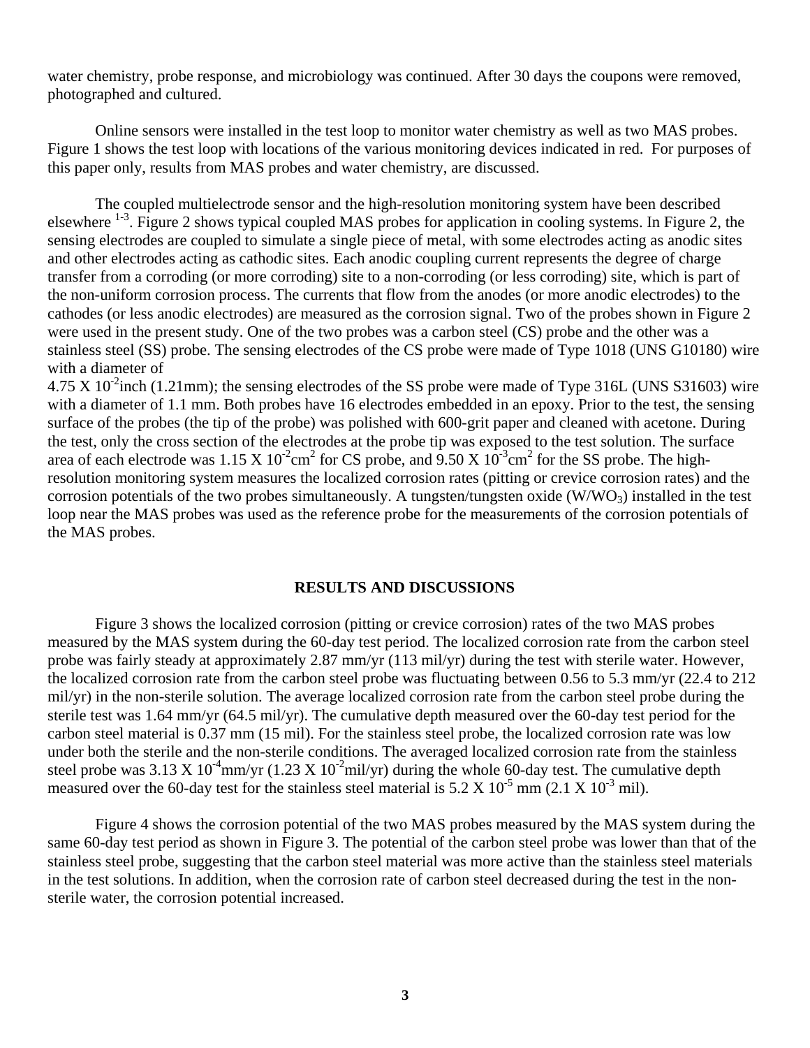water chemistry, probe response, and microbiology was continued. After 30 days the coupons were removed, photographed and cultured.

Online sensors were installed in the test loop to monitor water chemistry as well as two MAS probes. Figure 1 shows the test loop with locations of the various monitoring devices indicated in red. For purposes of this paper only, results from MAS probes and water chemistry, are discussed.

The coupled multielectrode sensor and the high-resolution monitoring system have been described elsewhere [1-3]. Figure 2 shows typical coupled MAS probes for application in cooling systems. In Figure 2, the sensing electrodes are coupled to simulate a single piece of metal, with some electrodes acting as anodic sites and other electrodes acting as cathodic sites. Each anodic coupling current represents the degree of charge transfer from a corroding (or more corroding) site to a non-corroding (or less corroding) site, which is part of the non-uniform corrosion process. The currents that flow from the anodes (or more anodic electrodes) to the cathodes (or less anodic electrodes) are measured as the corrosion signal. Two of the probes shown in Figure 2 were used in the present study. One of the two probes was a carbon steel (CS) probe and the other was a stainless steel (SS) probe. The sensing electrodes of the CS probe were made of Type 1018 (UNS G10180) wire with a diameter of $4.75 \times 10^{-2}$inch (1.21mm); the sensing electrodes of the SS probe were made of Type 316L (UNS S31603) wire with a diameter of 1.1 mm. Both probes have 16 electrodes embedded in an epoxy. Prior to the test, the sensing surface of the probes (the tip of the probe) was polished with 600-grit paper and cleaned with acetone. During the test, only the cross section of the electrodes at the probe tip was exposed to the test solution. The surface area of each electrode was $1.15 \times 10^{-2}$cm$^2$ for CS probe, and $9.50 \times 10^{-3}$cm$^2$ for the SS probe. The high-resolution monitoring system measures the localized corrosion rates (pitting or crevice corrosion rates) and the corrosion potentials of the two probes simultaneously. A tungsten/tungsten oxide ($W/WO_3$) installed in the test loop near the MAS probes was used as the reference probe for the measurements of the corrosion potentials of the MAS probes.

## RESULTS AND DISCUSSIONS

Figure 3 shows the localized corrosion (pitting or crevice corrosion) rates of the two MAS probes measured by the MAS system during the 60-day test period. The localized corrosion rate from the carbon steel probe was fairly steady at approximately 2.87 mm/yr (113 mil/yr) during the test with sterile water. However, the localized corrosion rate from the carbon steel probe was fluctuating between 0.56 to 5.3 mm/yr (22.4 to 212 mil/yr) in the non-sterile solution. The average localized corrosion rate from the carbon steel probe during the sterile test was 1.64 mm/yr (64.5 mil/yr). The cumulative depth measured over the 60-day test period for the carbon steel material is 0.37 mm (15 mil). For the stainless steel probe, the localized corrosion rate was low under both the sterile and the non-sterile conditions. The averaged localized corrosion rate from the stainless steel probe was $3.13 \times 10^{-4}$mm/yr ($1.23 \times 10^{-2}$mil/yr) during the whole 60-day test. The cumulative depth measured over the 60-day test for the stainless steel material is $5.2 \times 10^{-5}$ mm ($2.1 \times 10^{-3}$ mil).

Figure 4 shows the corrosion potential of the two MAS probes measured by the MAS system during the same 60-day test period as shown in Figure 3. The potential of the carbon steel probe was lower than that of the stainless steel probe, suggesting that the carbon steel material was more active than the stainless steel materials in the test solutions. In addition, when the corrosion rate of carbon steel decreased during the test in the non-sterile water, the corrosion potential increased.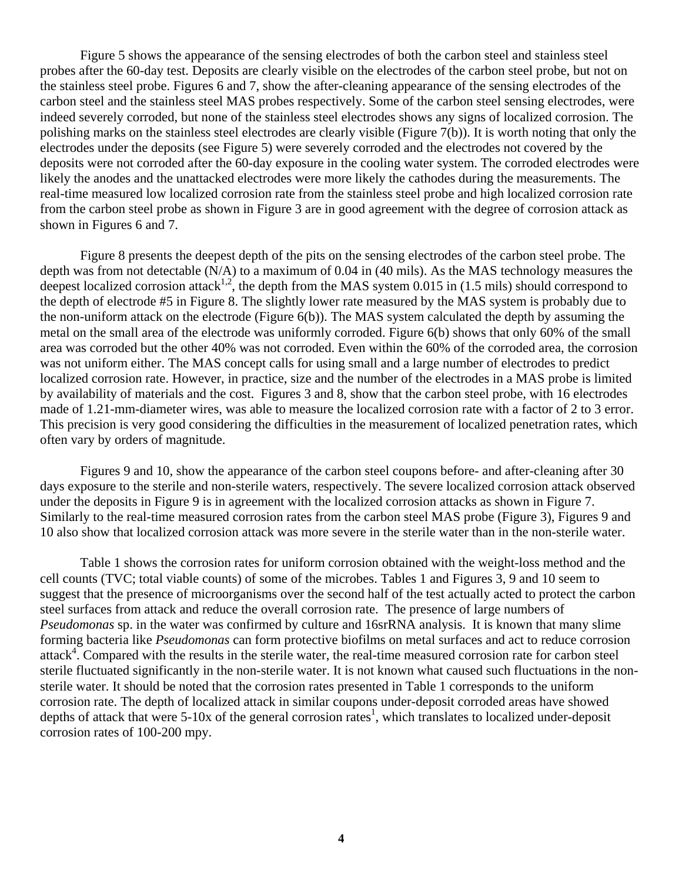Figure 5 shows the appearance of the sensing electrodes of both the carbon steel and stainless steel probes after the 60-day test. Deposits are clearly visible on the electrodes of the carbon steel probe, but not on the stainless steel probe. Figures 6 and 7, show the after-cleaning appearance of the sensing electrodes of the carbon steel and the stainless steel MAS probes respectively. Some of the carbon steel sensing electrodes, were indeed severely corroded, but none of the stainless steel electrodes shows any signs of localized corrosion. The polishing marks on the stainless steel electrodes are clearly visible (Figure 7(b)). It is worth noting that only the electrodes under the deposits (see Figure 5) were severely corroded and the electrodes not covered by the deposits were not corroded after the 60-day exposure in the cooling water system. The corroded electrodes were likely the anodes and the unattacked electrodes were more likely the cathodes during the measurements. The real-time measured low localized corrosion rate from the stainless steel probe and high localized corrosion rate from the carbon steel probe as shown in Figure 3 are in good agreement with the degree of corrosion attack as shown in Figures 6 and 7.

Figure 8 presents the deepest depth of the pits on the sensing electrodes of the carbon steel probe. The depth was from not detectable (N/A) to a maximum of 0.04 in (40 mils). As the MAS technology measures the deepest localized corrosion attack[1,2], the depth from the MAS system 0.015 in (1.5 mils) should correspond to the depth of electrode #5 in Figure 8. The slightly lower rate measured by the MAS system is probably due to the non-uniform attack on the electrode (Figure 6(b)). The MAS system calculated the depth by assuming the metal on the small area of the electrode was uniformly corroded. Figure 6(b) shows that only 60% of the small area was corroded but the other 40% was not corroded. Even within the 60% of the corroded area, the corrosion was not uniform either. The MAS concept calls for using small and a large number of electrodes to predict localized corrosion rate. However, in practice, size and the number of the electrodes in a MAS probe is limited by availability of materials and the cost. Figures 3 and 8, show that the carbon steel probe, with 16 electrodes made of 1.21-mm-diameter wires, was able to measure the localized corrosion rate with a factor of 2 to 3 error. This precision is very good considering the difficulties in the measurement of localized penetration rates, which often vary by orders of magnitude.

Figures 9 and 10, show the appearance of the carbon steel coupons before- and after-cleaning after 30 days exposure to the sterile and non-sterile waters, respectively. The severe localized corrosion attack observed under the deposits in Figure 9 is in agreement with the localized corrosion attacks as shown in Figure 7. Similarly to the real-time measured corrosion rates from the carbon steel MAS probe (Figure 3), Figures 9 and 10 also show that localized corrosion attack was more severe in the sterile water than in the non-sterile water.

Table 1 shows the corrosion rates for uniform corrosion obtained with the weight-loss method and the cell counts (TVC; total viable counts) of some of the microbes. Tables 1 and Figures 3, 9 and 10 seem to suggest that the presence of microorganisms over the second half of the test actually acted to protect the carbon steel surfaces from attack and reduce the overall corrosion rate. The presence of large numbers of *Pseudomonas* sp. in the water was confirmed by culture and 16srRNA analysis. It is known that many slime forming bacteria like *Pseudomonas* can form protective biofilms on metal surfaces and act to reduce corrosion attack[4]. Compared with the results in the sterile water, the real-time measured corrosion rate for carbon steel sterile fluctuated significantly in the non-sterile water. It is not known what caused such fluctuations in the non-sterile water. It should be noted that the corrosion rates presented in Table 1 corresponds to the uniform corrosion rate. The depth of localized attack in similar coupons under-deposit corroded areas have showed depths of attack that were 5-10x of the general corrosion rates[1], which translates to localized under-deposit corrosion rates of 100-200 mpy.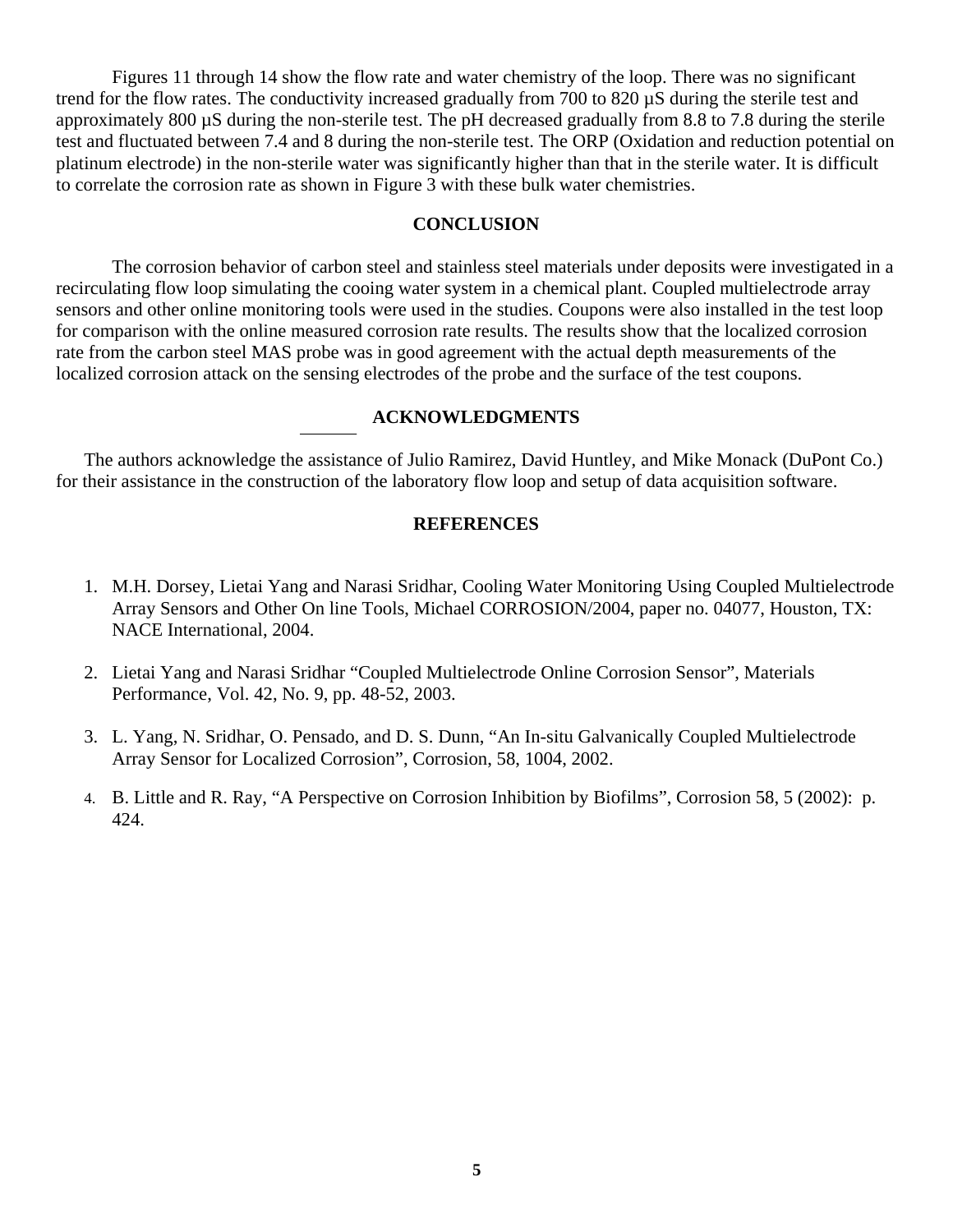Figures 11 through 14 show the flow rate and water chemistry of the loop. There was no significant trend for the flow rates. The conductivity increased gradually from 700 to 820 µS during the sterile test and approximately 800 µS during the non-sterile test. The pH decreased gradually from 8.8 to 7.8 during the sterile test and fluctuated between 7.4 and 8 during the non-sterile test. The ORP (Oxidation and reduction potential on platinum electrode) in the non-sterile water was significantly higher than that in the sterile water. It is difficult to correlate the corrosion rate as shown in Figure 3 with these bulk water chemistries.

## CONCLUSION

The corrosion behavior of carbon steel and stainless steel materials under deposits were investigated in a recirculating flow loop simulating the cooing water system in a chemical plant. Coupled multielectrode array sensors and other online monitoring tools were used in the studies. Coupons were also installed in the test loop for comparison with the online measured corrosion rate results. The results show that the localized corrosion rate from the carbon steel MAS probe was in good agreement with the actual depth measurements of the localized corrosion attack on the sensing electrodes of the probe and the surface of the test coupons.

## ACKNOWLEDGMENTS

The authors acknowledge the assistance of Julio Ramirez, David Huntley, and Mike Monack (DuPont Co.) for their assistance in the construction of the laboratory flow loop and setup of data acquisition software.

## REFERENCES

1. M.H. Dorsey, Lietai Yang and Narasi Sridhar, Cooling Water Monitoring Using Coupled Multielectrode Array Sensors and Other On line Tools, Michael CORROSION/2004, paper no. 04077, Houston, TX: NACE International, 2004.
2. Lietai Yang and Narasi Sridhar "Coupled Multielectrode Online Corrosion Sensor", Materials Performance, Vol. 42, No. 9, pp. 48-52, 2003.
3. L. Yang, N. Sridhar, O. Pensado, and D. S. Dunn, "An In-situ Galvanically Coupled Multielectrode Array Sensor for Localized Corrosion", Corrosion, 58, 1004, 2002.
4. B. Little and R. Ray, "A Perspective on Corrosion Inhibition by Biofilms", Corrosion 58, 5 (2002): p. 424.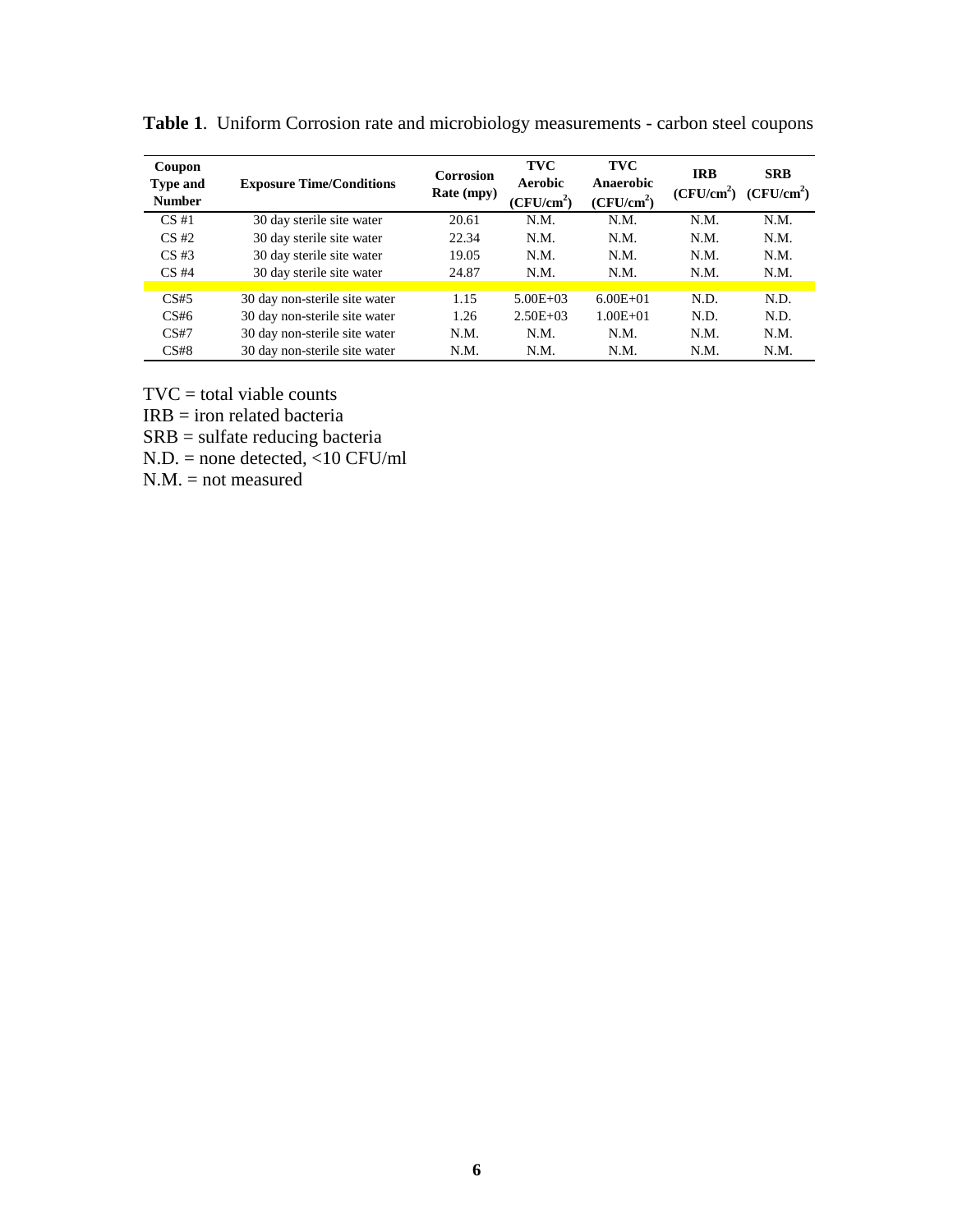**Table 1**. Uniform Corrosion rate and microbiology measurements - carbon steel coupons

| Coupon Type and Number | Exposure Time/Conditions | Corrosion Rate (mpy) | TVC Aerobic ($CFU/cm^2$) | TVC Anaerobic ($CFU/cm^2$) | IRB ($CFU/cm^2$) | SRB ($CFU/cm^2$) |
|---|---|---|---|---|---|---|
| CS #1 | 30 day sterile site water | 20.61 | N.M. | N.M. | N.M. | N.M. |
| CS #2 | 30 day sterile site water | 22.34 | N.M. | N.M. | N.M. | N.M. |
| CS #3 | 30 day sterile site water | 19.05 | N.M. | N.M. | N.M. | N.M. |
| CS #4 | 30 day sterile site water | 24.87 | N.M. | N.M. | N.M. | N.M. |
| CS#5 | 30 day non-sterile site water | 1.15 | 5.00E+03 | 6.00E+01 | N.D. | N.D. |
| CS#6 | 30 day non-sterile site water | 1.26 | 2.50E+03 | 1.00E+01 | N.D. | N.D. |
| CS#7 | 30 day non-sterile site water | N.M. | N.M. | N.M. | N.M. | N.M. |
| CS#8 | 30 day non-sterile site water | N.M. | N.M. | N.M. | N.M. | N.M. |

TVC = total viable counts
IRB = iron related bacteria
SRB = sulfate reducing bacteria
N.D. = none detected, <10 CFU/ml
N.M. = not measured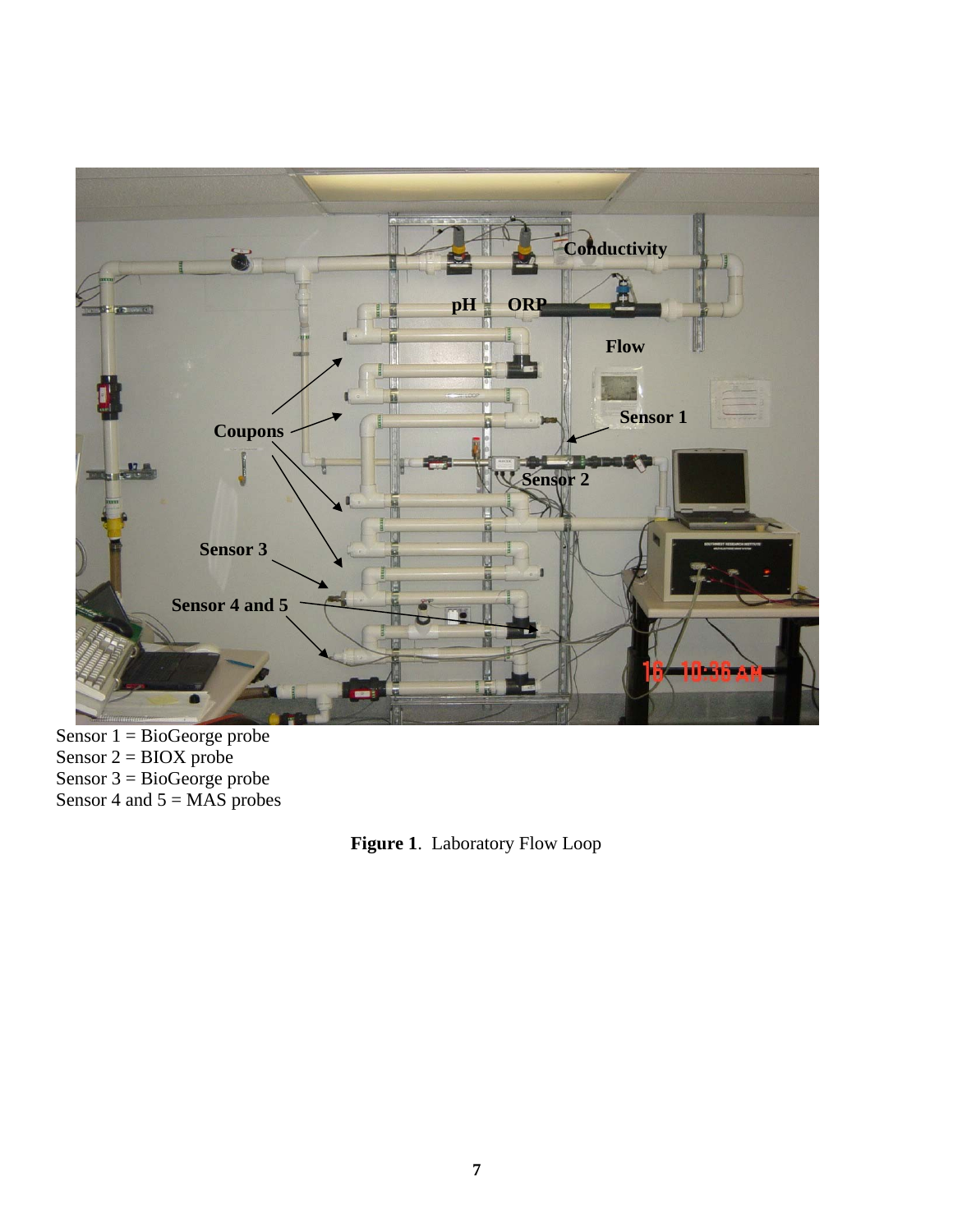Sensor 1 = BioGeorge probe
Sensor 2 = BIOX probe
Sensor 3 = BioGeorge probe
Sensor 4 and 5 = MAS probes

**Figure 1**. Laboratory Flow Loop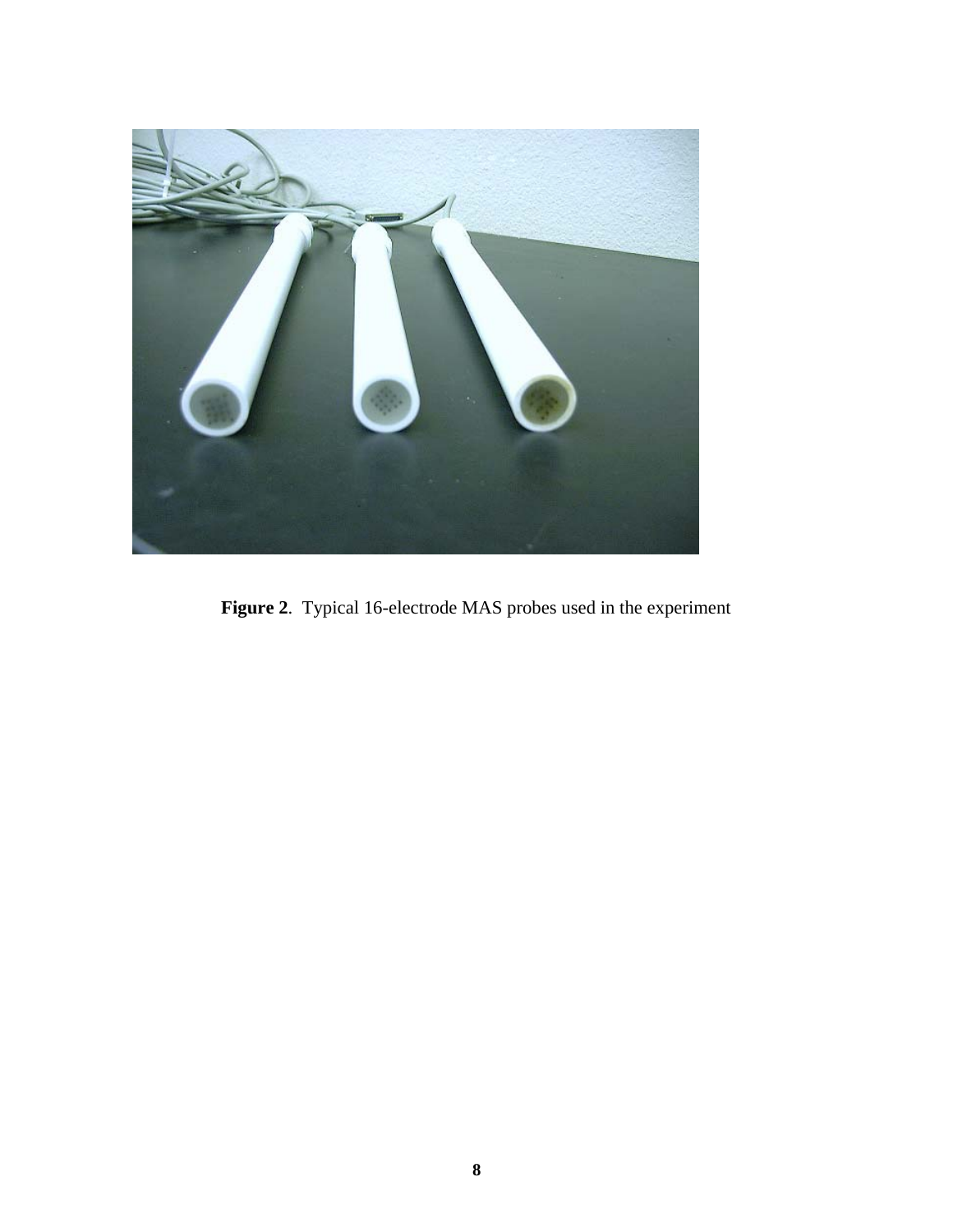**Figure 2**. Typical 16-electrode MAS probes used in the experiment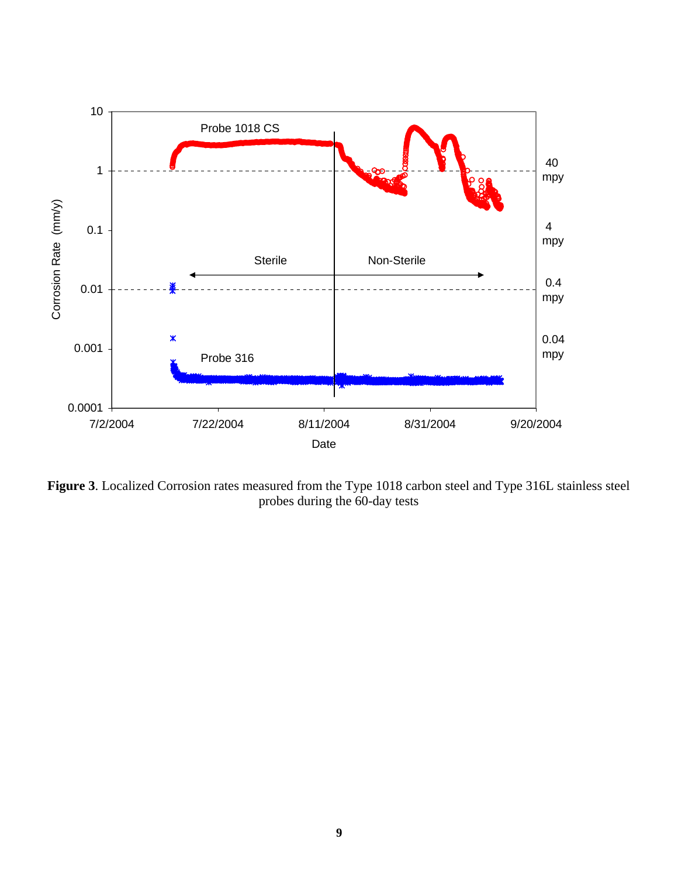**Figure 3**. Localized Corrosion rates measured from the Type 1018 carbon steel and Type 316L stainless steel probes during the 60-day tests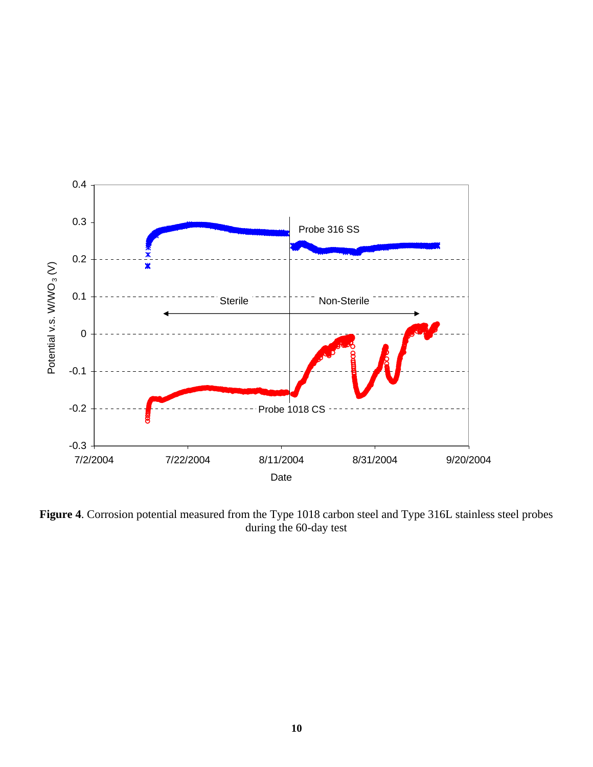**Figure 4**. Corrosion potential measured from the Type 1018 carbon steel and Type 316L stainless steel probes during the 60-day test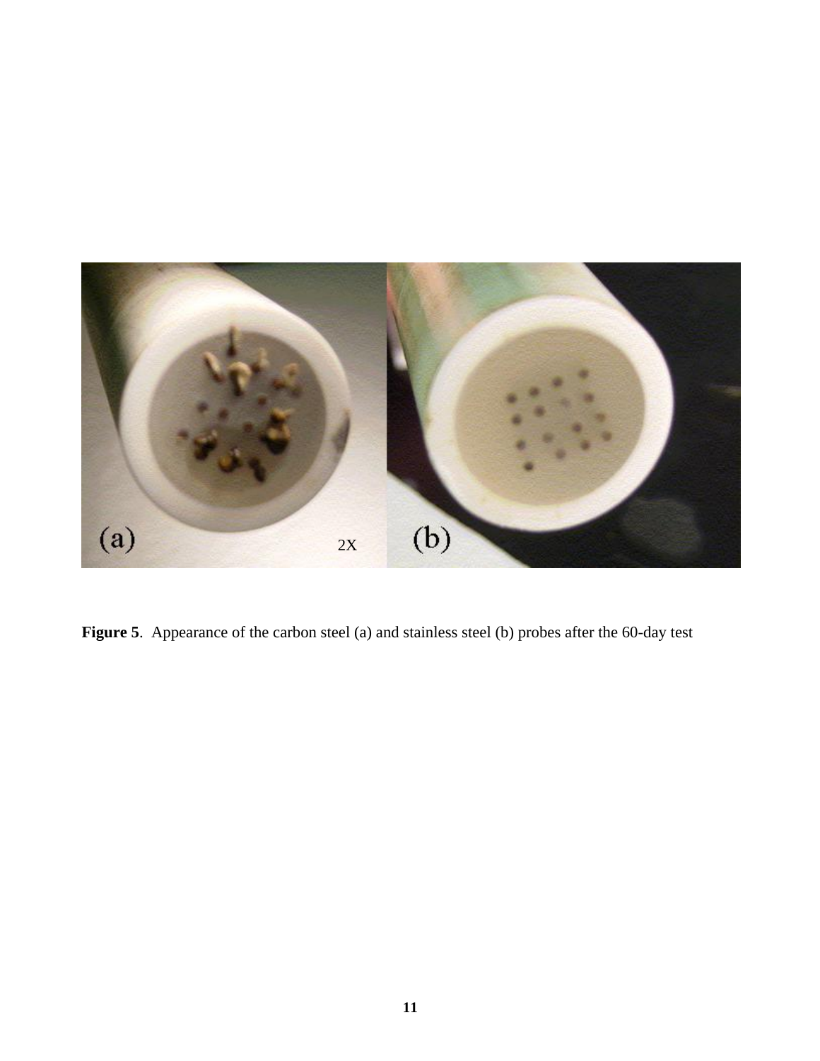**Figure 5**. Appearance of the carbon steel (a) and stainless steel (b) probes after the 60-day test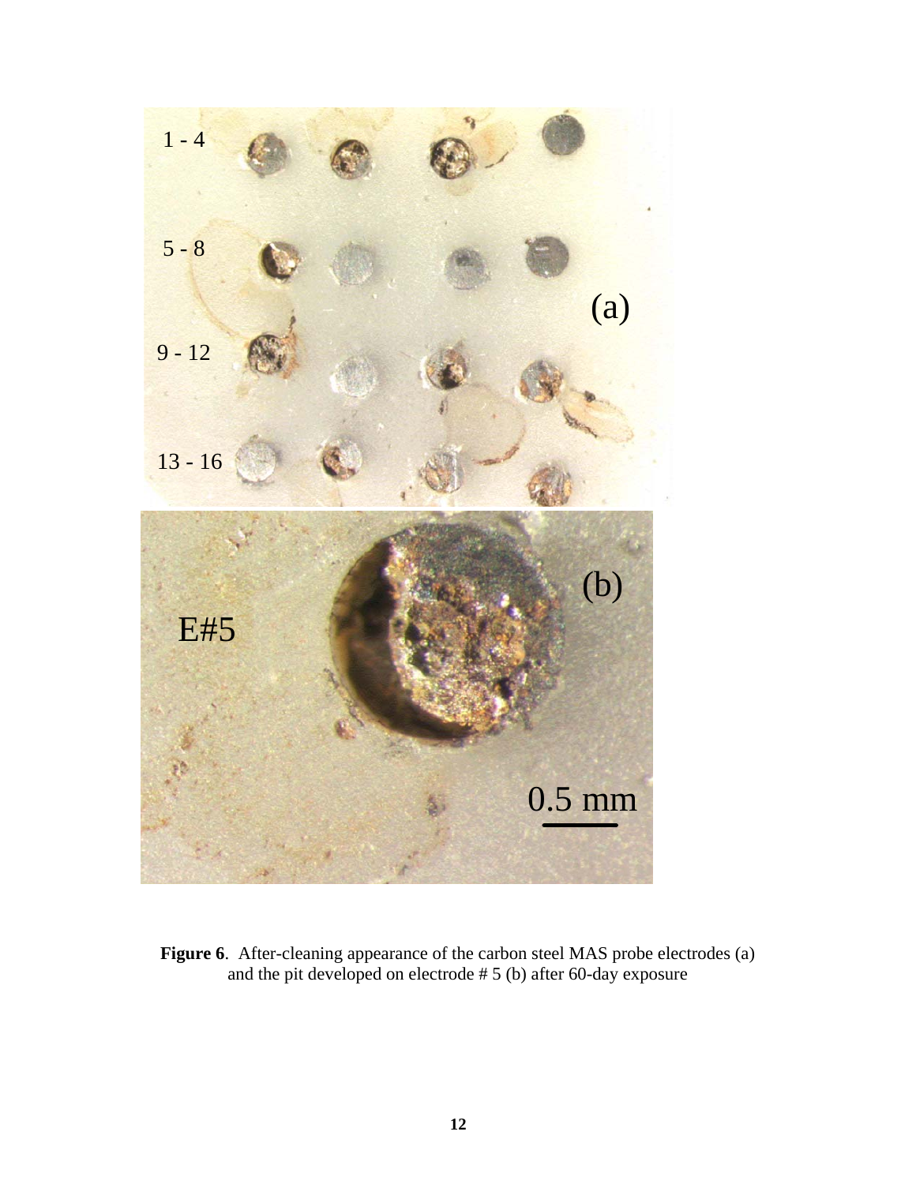**Figure 6**. After-cleaning appearance of the carbon steel MAS probe electrodes (a) and the pit developed on electrode # 5 (b) after 60-day exposure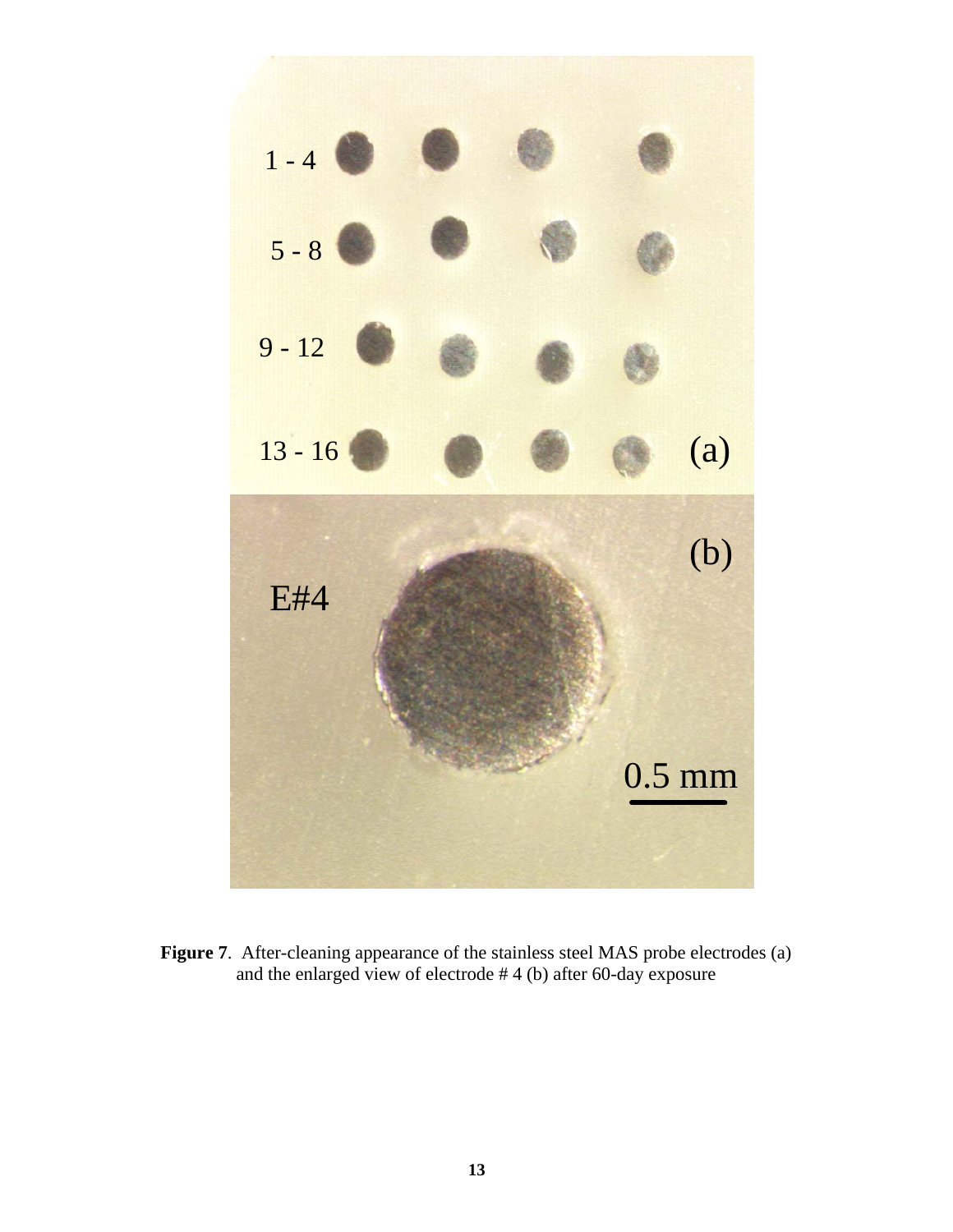**Figure 7**. After-cleaning appearance of the stainless steel MAS probe electrodes (a) and the enlarged view of electrode # 4 (b) after 60-day exposure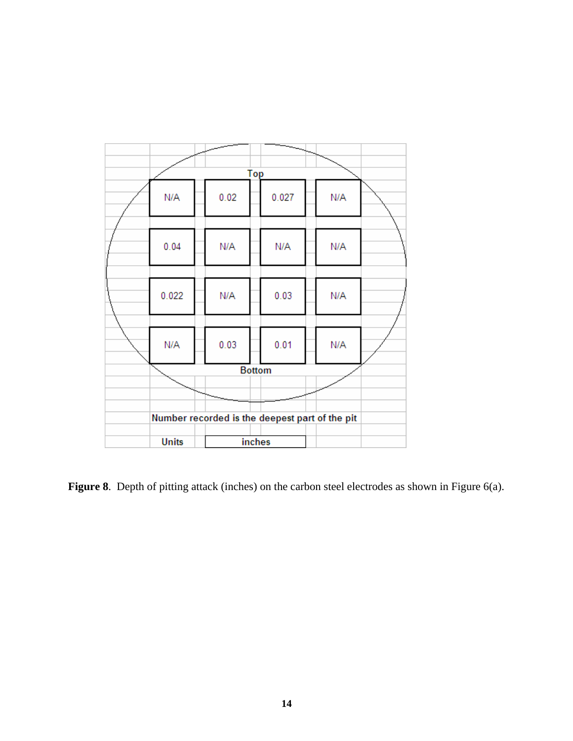Top

| | | | |
|---|---|---|---|
| N/A | 0.02 | 0.027 | N/A |
| 0.04 | N/A | N/A | N/A |
| 0.022 | N/A | 0.03 | N/A |
| N/A | 0.03 | 0.01 | N/A |

Bottom

Number recorded is the deepest part of the pit

Units: inches

**Figure 8**. Depth of pitting attack (inches) on the carbon steel electrodes as shown in Figure 6(a).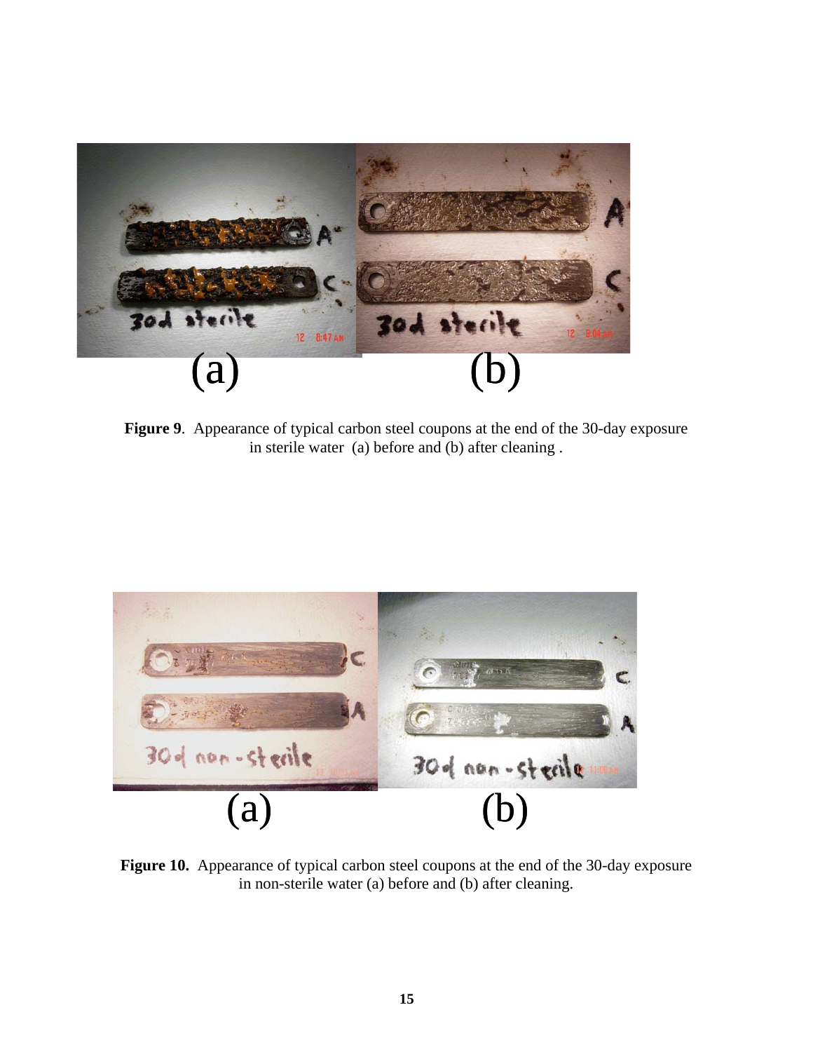**Figure 9**. Appearance of typical carbon steel coupons at the end of the 30-day exposure in sterile water (a) before and (b) after cleaning .

**Figure 10.** Appearance of typical carbon steel coupons at the end of the 30-day exposure in non-sterile water (a) before and (b) after cleaning.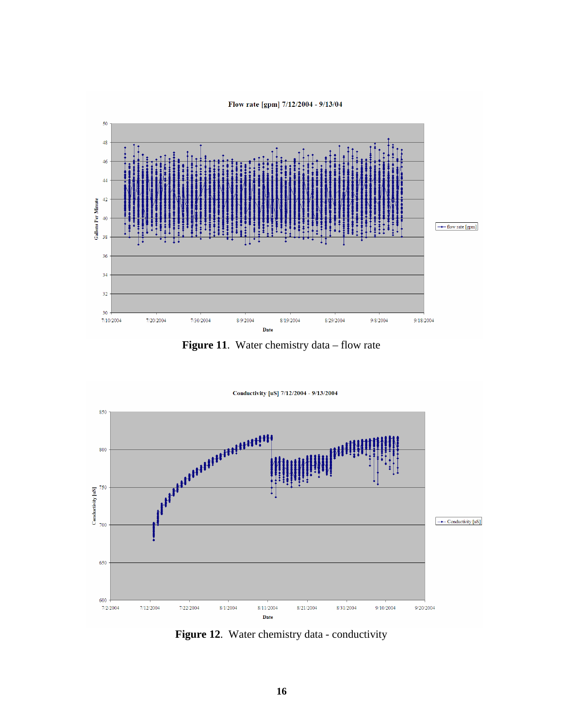**Figure 11**. Water chemistry data – flow rate

**Figure 12**. Water chemistry data - conductivity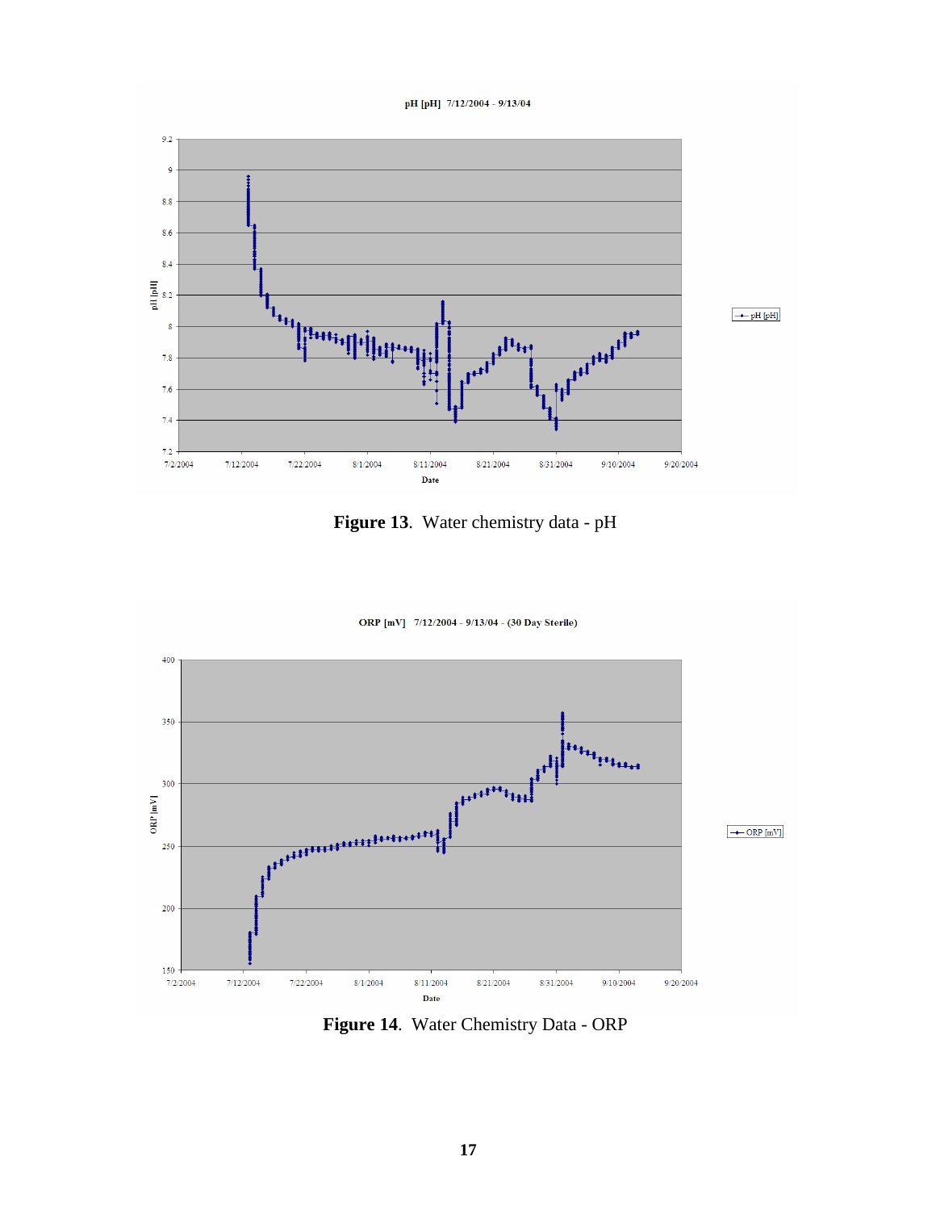pH [pH] 7/12/2004 - 9/13/04

pH [pH]

9.2
9
8.8
8.6
8.4
8.2
8
7.8
7.6
7.4
7.2

7/2/2004 7/12/2004 7/22/2004 8/1/2004 8/11/2004 8/21/2004 8/31/2004 9/10/2004 9/20/2004

Date

pH [pH]

**Figure 13**. Water chemistry data - pH

ORP [mV] 7/12/2004 - 9/13/04 - (30 Day Sterile)

ORP [mV]

400
350
300
250
200
150

7/2/2004 7/12/2004 7/22/2004 8/1/2004 8/11/2004 8/21/2004 8/31/2004 9/10/2004 9/20/2004

Date

ORP [mV]

**Figure 14**. Water Chemistry Data - ORP